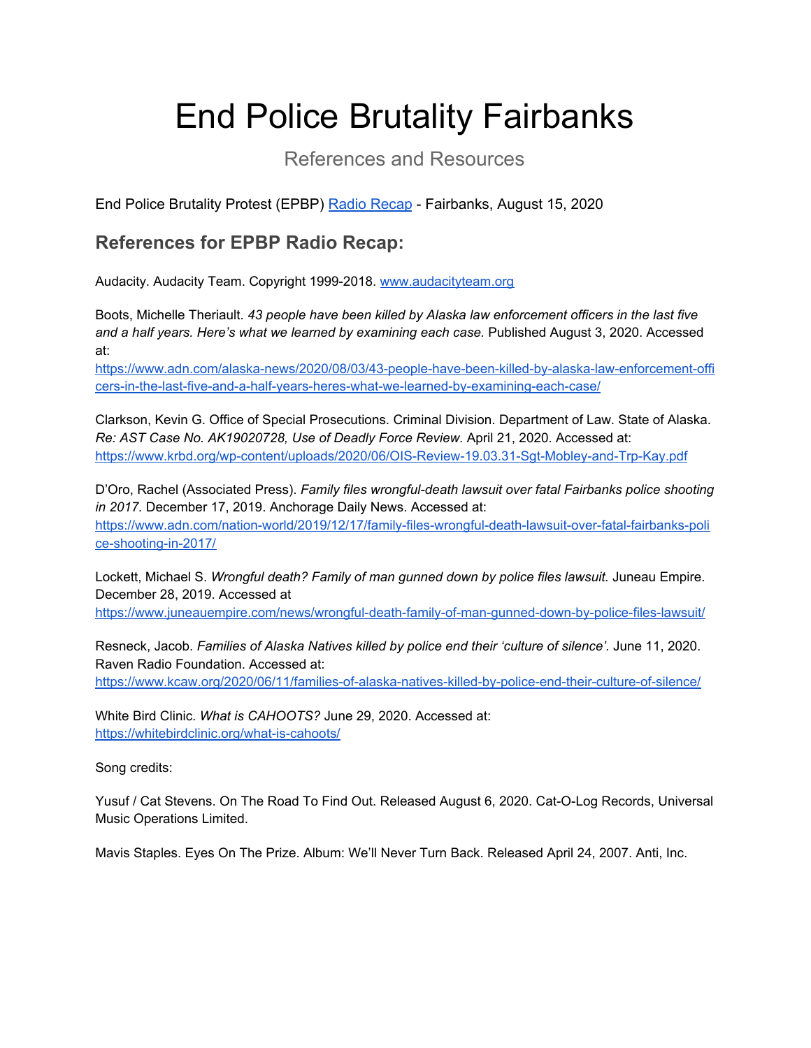# End Police Brutality Fairbanks

References and Resources

End Police Brutality Protest (EPBP) [Radio Recap](#) - Fairbanks, August 15, 2020

## References for EPBP Radio Recap:

Audacity. Audacity Team. Copyright 1999-2018. [www.audacityteam.org](www.audacityteam.org)

Boots, Michelle Theriault. *43 people have been killed by Alaska law enforcement officers in the last five and a half years. Here's what we learned by examining each case.* Published August 3, 2020. Accessed at: [https://www.adn.com/alaska-news/2020/08/03/43-people-have-been-killed-by-alaska-law-enforcement-officers-in-the-last-five-and-a-half-years-heres-what-we-learned-by-examining-each-case/](https://www.adn.com/alaska-news/2020/08/03/43-people-have-been-killed-by-alaska-law-enforcement-officers-in-the-last-five-and-a-half-years-heres-what-we-learned-by-examining-each-case/)

Clarkson, Kevin G. Office of Special Prosecutions. Criminal Division. Department of Law. State of Alaska. *Re: AST Case No. AK19020728, Use of Deadly Force Review.* April 21, 2020. Accessed at: [https://www.krbd.org/wp-content/uploads/2020/06/OIS-Review-19.03.31-Sgt-Mobley-and-Trp-Kay.pdf](https://www.krbd.org/wp-content/uploads/2020/06/OIS-Review-19.03.31-Sgt-Mobley-and-Trp-Kay.pdf)

D'Oro, Rachel (Associated Press). *Family files wrongful-death lawsuit over fatal Fairbanks police shooting in 2017.* December 17, 2019. Anchorage Daily News. Accessed at: [https://www.adn.com/nation-world/2019/12/17/family-files-wrongful-death-lawsuit-over-fatal-fairbanks-police-shooting-in-2017/](https://www.adn.com/nation-world/2019/12/17/family-files-wrongful-death-lawsuit-over-fatal-fairbanks-police-shooting-in-2017/)

Lockett, Michael S. *Wrongful death? Family of man gunned down by police files lawsuit.* Juneau Empire. December 28, 2019. Accessed at [https://www.juneauempire.com/news/wrongful-death-family-of-man-gunned-down-by-police-files-lawsuit/](https://www.juneauempire.com/news/wrongful-death-family-of-man-gunned-down-by-police-files-lawsuit/)

Resneck, Jacob. *Families of Alaska Natives killed by police end their 'culture of silence'.* June 11, 2020. Raven Radio Foundation. Accessed at: [https://www.kcaw.org/2020/06/11/families-of-alaska-natives-killed-by-police-end-their-culture-of-silence/](https://www.kcaw.org/2020/06/11/families-of-alaska-natives-killed-by-police-end-their-culture-of-silence/)

White Bird Clinic. *What is CAHOOTS?* June 29, 2020. Accessed at: [https://whitebirdclinic.org/what-is-cahoots/](https://whitebirdclinic.org/what-is-cahoots/)

Song credits:

Yusuf / Cat Stevens. On The Road To Find Out. Released August 6, 2020. Cat-O-Log Records, Universal Music Operations Limited.

Mavis Staples. Eyes On The Prize. Album: We'll Never Turn Back. Released April 24, 2007. Anti, Inc.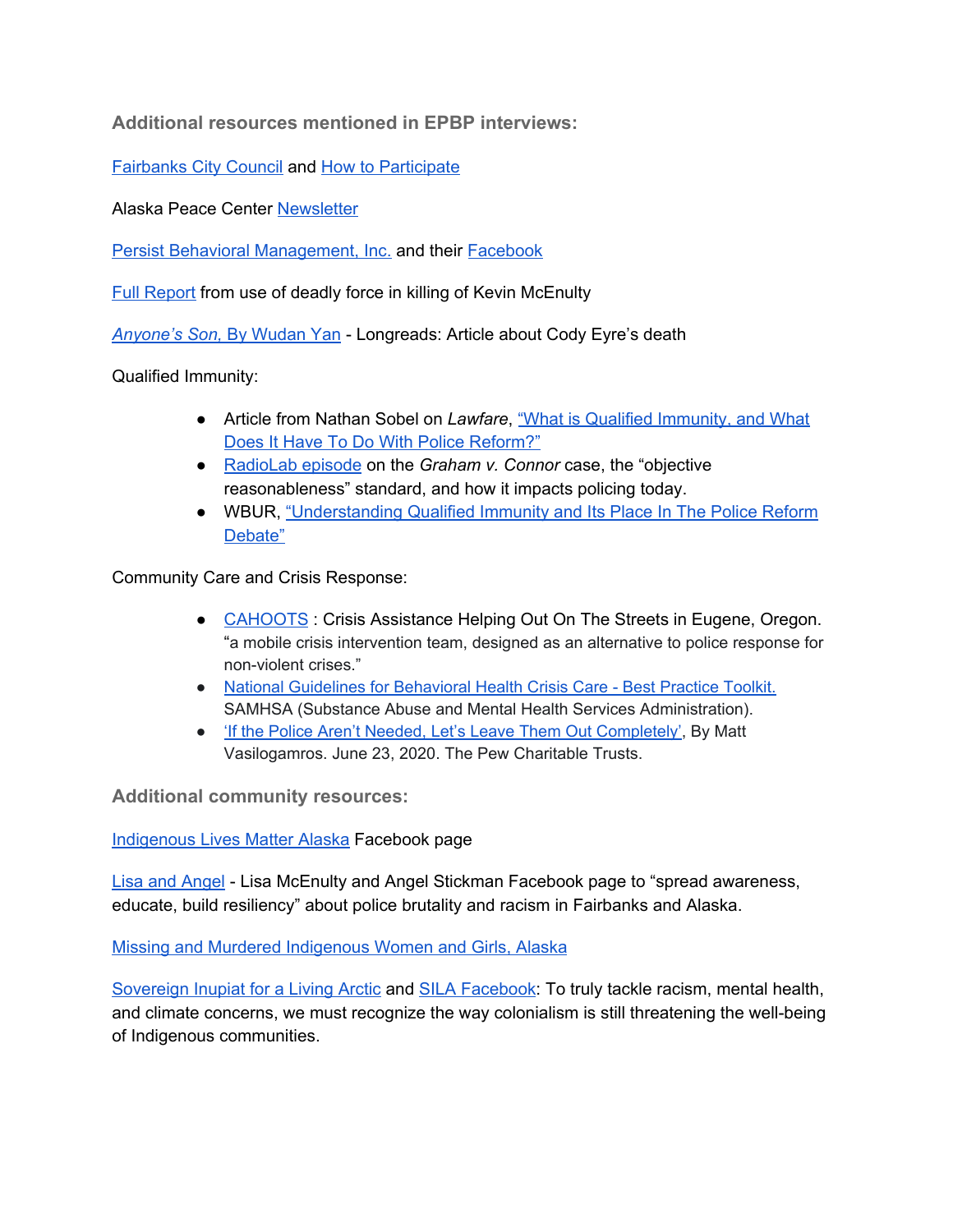### Additional resources mentioned in EPBP interviews:

Fairbanks City Council and How to Participate

Alaska Peace Center Newsletter

Persist Behavioral Management, Inc. and their Facebook

Full Report from use of deadly force in killing of Kevin McEnulty

*Anyone's Son*, By Wudan Yan - Longreads: Article about Cody Eyre's death

Qualified Immunity:

- Article from Nathan Sobel on *Lawfare*, "What is Qualified Immunity, and What Does It Have To Do With Police Reform?"
- RadioLab episode on the *Graham v. Connor* case, the "objective reasonableness" standard, and how it impacts policing today.
- WBUR, "Understanding Qualified Immunity and Its Place In The Police Reform Debate"

Community Care and Crisis Response:

- CAHOOTS : Crisis Assistance Helping Out On The Streets in Eugene, Oregon. "a mobile crisis intervention team, designed as an alternative to police response for non-violent crises."
- National Guidelines for Behavioral Health Crisis Care - Best Practice Toolkit. SAMHSA (Substance Abuse and Mental Health Services Administration).
- 'If the Police Aren't Needed, Let's Leave Them Out Completely', By Matt Vasilogamros. June 23, 2020. The Pew Charitable Trusts.

### Additional community resources:

Indigenous Lives Matter Alaska Facebook page

Lisa and Angel - Lisa McEnulty and Angel Stickman Facebook page to "spread awareness, educate, build resiliency" about police brutality and racism in Fairbanks and Alaska.

Missing and Murdered Indigenous Women and Girls, Alaska

Sovereign Inupiat for a Living Arctic and SILA Facebook: To truly tackle racism, mental health, and climate concerns, we must recognize the way colonialism is still threatening the well-being of Indigenous communities.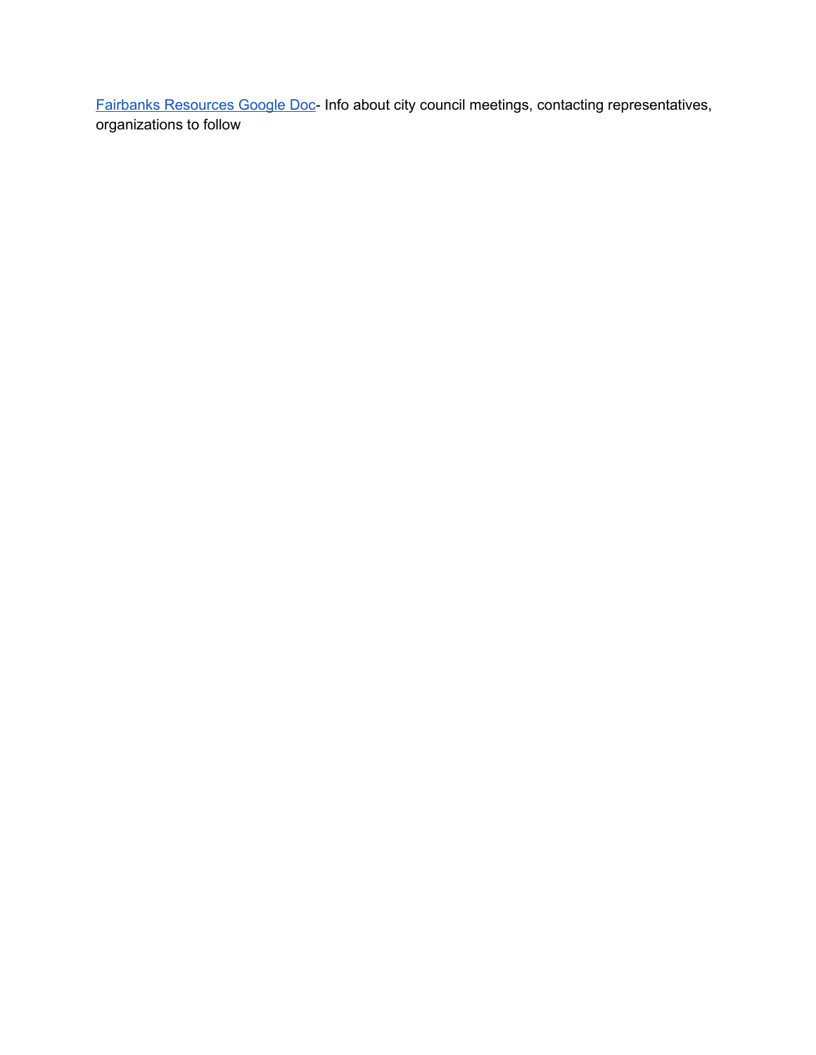Fairbanks Resources Google Doc- Info about city council meetings, contacting representatives, organizations to follow